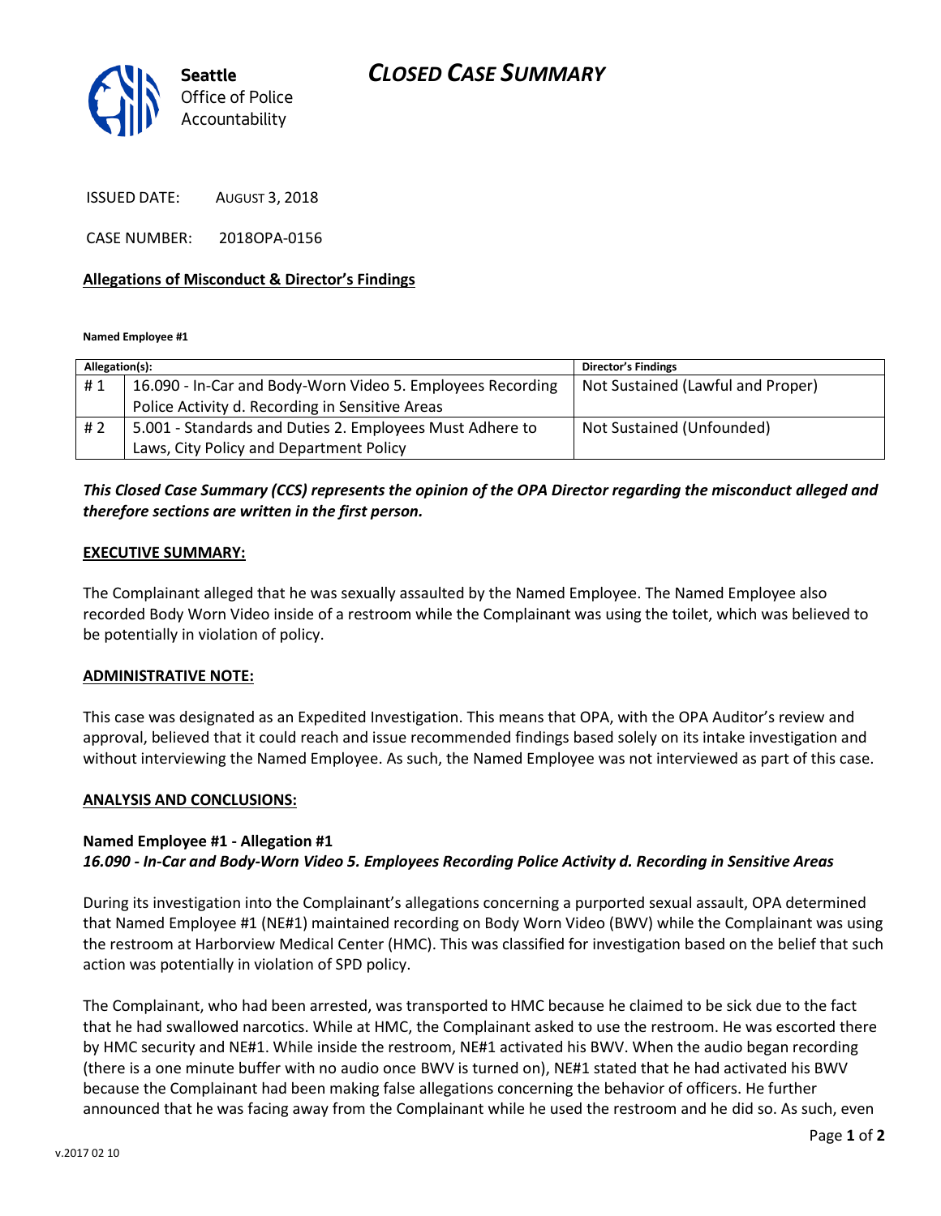# CLOSED CASE SUMMARY

Seattle Office of Police Accountability

ISSUED DATE: AUGUST 3, 2018

CASE NUMBER: 2018OPA-0156

**Allegations of Misconduct & Director's Findings**

**Named Employee #1**

| Allegation(s): | | Director's Findings |
|---|---|---|
| # 1 | 16.090 - In-Car and Body-Worn Video 5. Employees Recording Police Activity d. Recording in Sensitive Areas | Not Sustained (Lawful and Proper) |
| # 2 | 5.001 - Standards and Duties 2. Employees Must Adhere to Laws, City Policy and Department Policy | Not Sustained (Unfounded) |

***This Closed Case Summary (CCS) represents the opinion of the OPA Director regarding the misconduct alleged and therefore sections are written in the first person.***

**EXECUTIVE SUMMARY:**

The Complainant alleged that he was sexually assaulted by the Named Employee. The Named Employee also recorded Body Worn Video inside of a restroom while the Complainant was using the toilet, which was believed to be potentially in violation of policy.

**ADMINISTRATIVE NOTE:**

This case was designated as an Expedited Investigation. This means that OPA, with the OPA Auditor's review and approval, believed that it could reach and issue recommended findings based solely on its intake investigation and without interviewing the Named Employee. As such, the Named Employee was not interviewed as part of this case.

**ANALYSIS AND CONCLUSIONS:**

**Named Employee #1 - Allegation #1**
***16.090 - In-Car and Body-Worn Video 5. Employees Recording Police Activity d. Recording in Sensitive Areas***

During its investigation into the Complainant's allegations concerning a purported sexual assault, OPA determined that Named Employee #1 (NE#1) maintained recording on Body Worn Video (BWV) while the Complainant was using the restroom at Harborview Medical Center (HMC). This was classified for investigation based on the belief that such action was potentially in violation of SPD policy.

The Complainant, who had been arrested, was transported to HMC because he claimed to be sick due to the fact that he had swallowed narcotics. While at HMC, the Complainant asked to use the restroom. He was escorted there by HMC security and NE#1. While inside the restroom, NE#1 activated his BWV. When the audio began recording (there is a one minute buffer with no audio once BWV is turned on), NE#1 stated that he had activated his BWV because the Complainant had been making false allegations concerning the behavior of officers. He further announced that he was facing away from the Complainant while he used the restroom and he did so. As such, even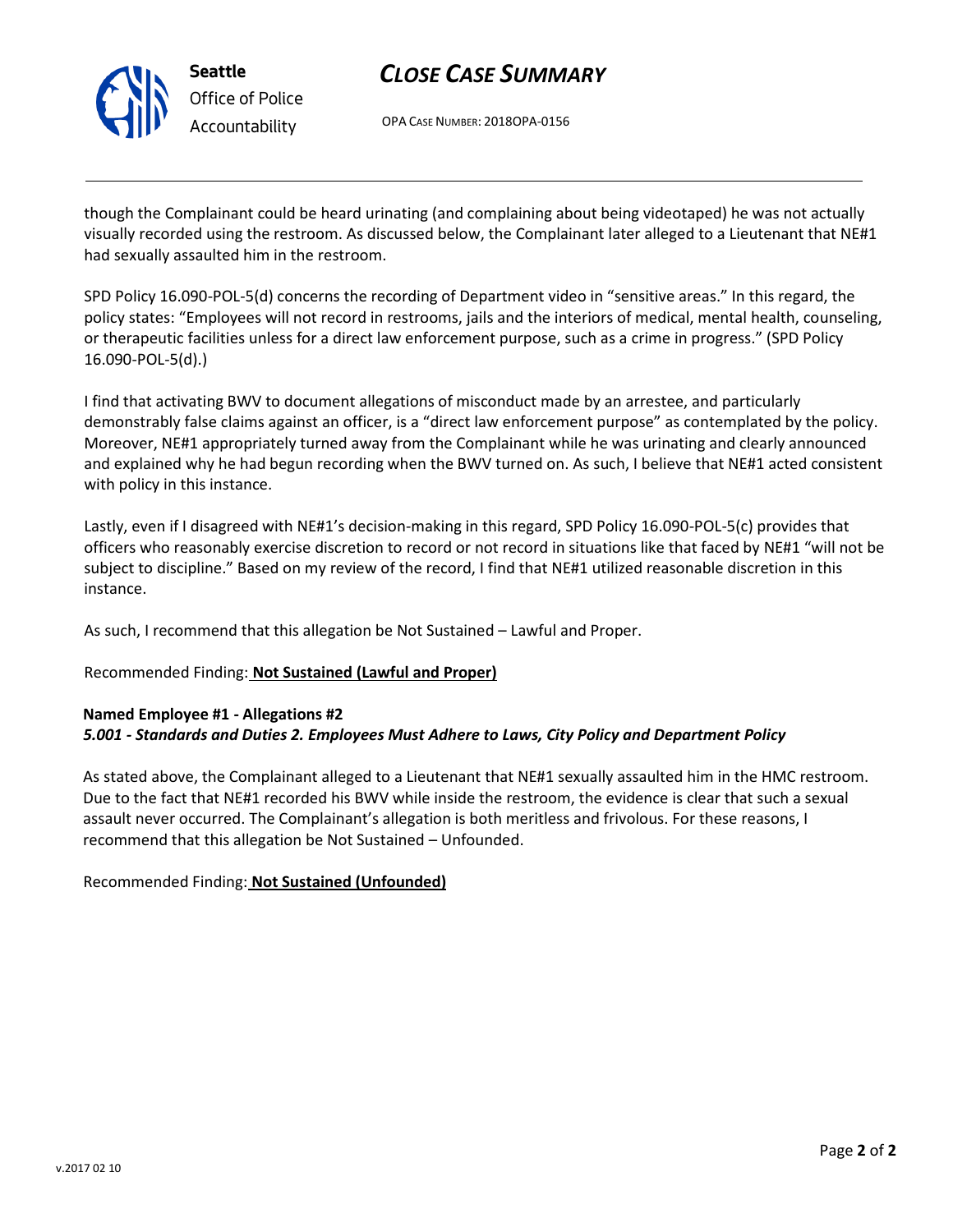though the Complainant could be heard urinating (and complaining about being videotaped) he was not actually visually recorded using the restroom. As discussed below, the Complainant later alleged to a Lieutenant that NE#1 had sexually assaulted him in the restroom.

SPD Policy 16.090-POL-5(d) concerns the recording of Department video in "sensitive areas." In this regard, the policy states: "Employees will not record in restrooms, jails and the interiors of medical, mental health, counseling, or therapeutic facilities unless for a direct law enforcement purpose, such as a crime in progress." (SPD Policy 16.090-POL-5(d).)

I find that activating BWV to document allegations of misconduct made by an arrestee, and particularly demonstrably false claims against an officer, is a "direct law enforcement purpose" as contemplated by the policy. Moreover, NE#1 appropriately turned away from the Complainant while he was urinating and clearly announced and explained why he had begun recording when the BWV turned on. As such, I believe that NE#1 acted consistent with policy in this instance.

Lastly, even if I disagreed with NE#1's decision-making in this regard, SPD Policy 16.090-POL-5(c) provides that officers who reasonably exercise discretion to record or not record in situations like that faced by NE#1 "will not be subject to discipline." Based on my review of the record, I find that NE#1 utilized reasonable discretion in this instance.

As such, I recommend that this allegation be Not Sustained – Lawful and Proper.

Recommended Finding: **Not Sustained (Lawful and Proper)**

**Named Employee #1 - Allegations #2**
***5.001 - Standards and Duties 2. Employees Must Adhere to Laws, City Policy and Department Policy***

As stated above, the Complainant alleged to a Lieutenant that NE#1 sexually assaulted him in the HMC restroom. Due to the fact that NE#1 recorded his BWV while inside the restroom, the evidence is clear that such a sexual assault never occurred. The Complainant's allegation is both meritless and frivolous. For these reasons, I recommend that this allegation be Not Sustained – Unfounded.

Recommended Finding: **Not Sustained (Unfounded)**